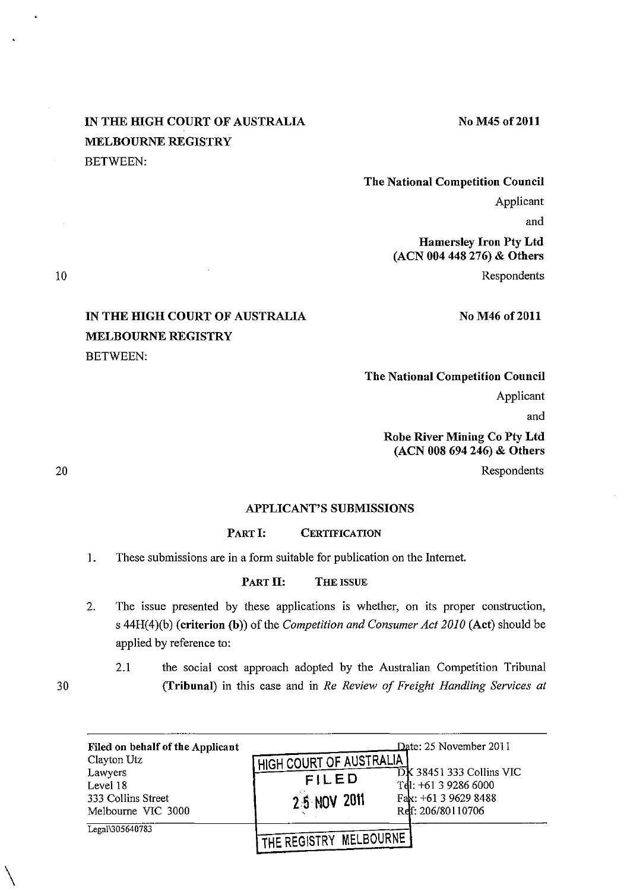IN THE HIGH COURT OF AUSTRALIA
MELBOURNE REGISTRY
BETWEEN:

No M45 of 2011

**The National Competition Council**
Applicant
and
**Hamersley Iron Pty Ltd (ACN 004 448 276) & Others**
Respondents

IN THE HIGH COURT OF AUSTRALIA
MELBOURNE REGISTRY
BETWEEN:

No M46 of 2011

**The National Competition Council**
Applicant
and
**Robe River Mining Co Pty Ltd (ACN 008 694 246) & Others**
Respondents

## APPLICANT'S SUBMISSIONS

### PART I: CERTIFICATION

1. These submissions are in a form suitable for publication on the Internet.

### PART II: THE ISSUE

2. The issue presented by these applications is whether, on its proper construction, s 44H(4)(b) (**criterion (b)**) of the *Competition and Consumer Act 2010* (**Act**) should be applied by reference to:

   2.1 the social cost approach adopted by the Australian Competition Tribunal (**Tribunal**) in this case and in *Re Review of Freight Handling Services at*

Filed on behalf of the Applicant
Clayton Utz
Lawyers
Level 18
333 Collins Street
Melbourne VIC 3000

Date: 25 November 2011
DX 38451 333 Collins VIC
Tel: +61 3 9286 6000
Fax: +61 3 9629 8488
Ref: 206/80110706

Legal\305640783

HIGH COURT OF AUSTRALIA
FILED
25 NOV 2011
THE REGISTRY MELBOURNE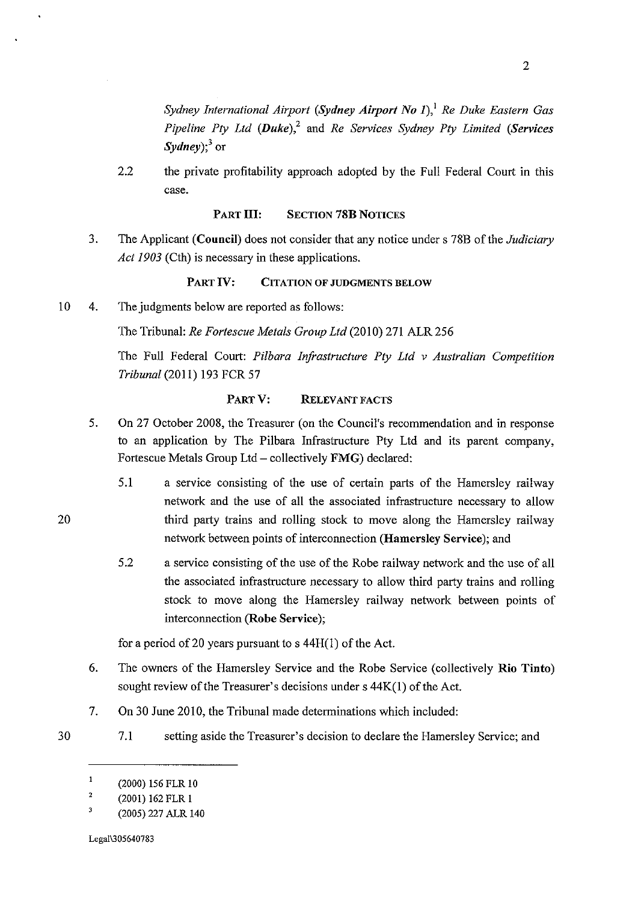*Sydney International Airport* (***Sydney Airport No 1***),[1] *Re Duke Eastern Gas Pipeline Pty Ltd* (***Duke***),[2] and *Re Services Sydney Pty Limited* (***Services Sydney***);[3] or

2.2 the private profitability approach adopted by the Full Federal Court in this case.

## PART III: SECTION 78B NOTICES

3. The Applicant (**Council**) does not consider that any notice under s 78B of the *Judiciary Act 1903* (Cth) is necessary in these applications.

## PART IV: CITATION OF JUDGMENTS BELOW

4. The judgments below are reported as follows:

   The Tribunal: *Re Fortescue Metals Group Ltd* (2010) 271 ALR 256

   The Full Federal Court: *Pilbara Infrastructure Pty Ltd v Australian Competition Tribunal* (2011) 193 FCR 57

## PART V: RELEVANT FACTS

5. On 27 October 2008, the Treasurer (on the Council's recommendation and in response to an application by The Pilbara Infrastructure Pty Ltd and its parent company, Fortescue Metals Group Ltd – collectively **FMG**) declared:

   5.1 a service consisting of the use of certain parts of the Hamersley railway network and the use of all the associated infrastructure necessary to allow third party trains and rolling stock to move along the Hamersley railway network between points of interconnection (**Hamersley Service**); and

   5.2 a service consisting of the use of the Robe railway network and the use of all the associated infrastructure necessary to allow third party trains and rolling stock to move along the Hamersley railway network between points of interconnection (**Robe Service**);

   for a period of 20 years pursuant to s 44H(1) of the Act.

6. The owners of the Hamersley Service and the Robe Service (collectively **Rio Tinto**) sought review of the Treasurer's decisions under s 44K(1) of the Act.

7. On 30 June 2010, the Tribunal made determinations which included:

   7.1 setting aside the Treasurer's decision to declare the Hamersley Service; and

---

[1] (2000) 156 FLR 10

[2] (2001) 162 FLR 1

[3] (2005) 227 ALR 140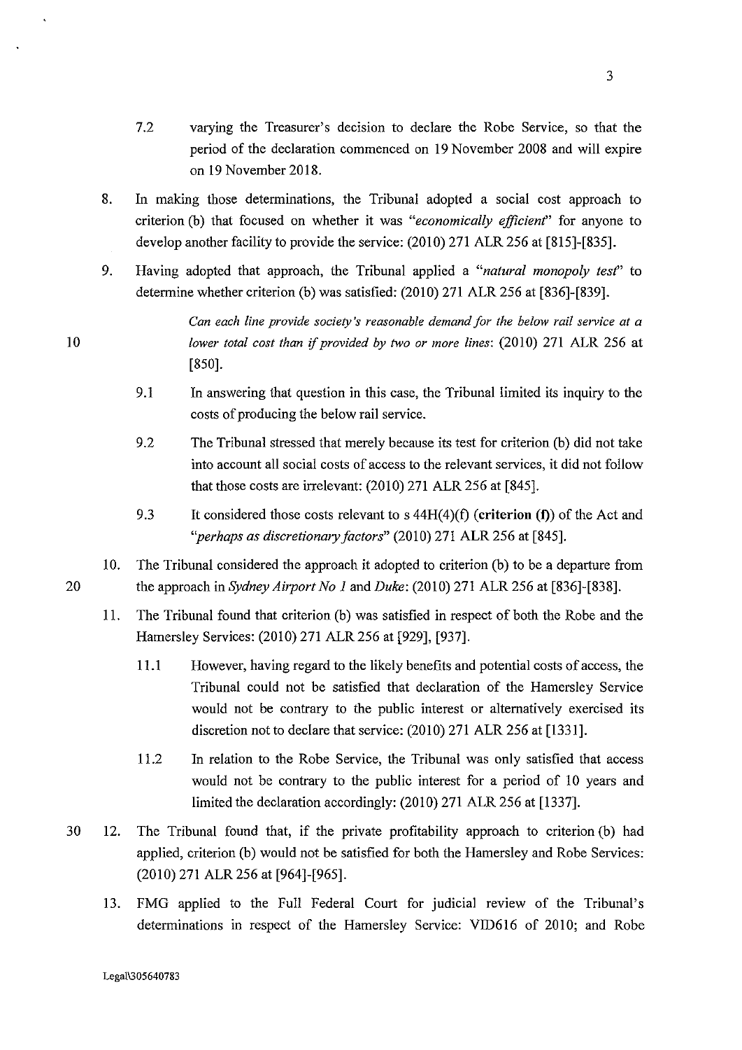7.2 varying the Treasurer's decision to declare the Robe Service, so that the period of the declaration commenced on 19 November 2008 and will expire on 19 November 2018.

8. In making those determinations, the Tribunal adopted a social cost approach to criterion (b) that focused on whether it was *"economically efficient"* for anyone to develop another facility to provide the service: (2010) 271 ALR 256 at [815]-[835].

9. Having adopted that approach, the Tribunal applied a *"natural monopoly test"* to determine whether criterion (b) was satisfied: (2010) 271 ALR 256 at [836]-[839].

> *Can each line provide society's reasonable demand for the below rail service at a lower total cost than if provided by two or more lines*: (2010) 271 ALR 256 at [850].

9.1 In answering that question in this case, the Tribunal limited its inquiry to the costs of producing the below rail service.

9.2 The Tribunal stressed that merely because its test for criterion (b) did not take into account all social costs of access to the relevant services, it did not follow that those costs are irrelevant: (2010) 271 ALR 256 at [845].

9.3 It considered those costs relevant to s 44H(4)(f) (**criterion (f)**) of the Act and *"perhaps as discretionary factors"* (2010) 271 ALR 256 at [845].

10. The Tribunal considered the approach it adopted to criterion (b) to be a departure from the approach in *Sydney Airport No 1* and *Duke*: (2010) 271 ALR 256 at [836]-[838].

11. The Tribunal found that criterion (b) was satisfied in respect of both the Robe and the Hamersley Services: (2010) 271 ALR 256 at [929], [937].

11.1 However, having regard to the likely benefits and potential costs of access, the Tribunal could not be satisfied that declaration of the Hamersley Service would not be contrary to the public interest or alternatively exercised its discretion not to declare that service: (2010) 271 ALR 256 at [1331].

11.2 In relation to the Robe Service, the Tribunal was only satisfied that access would not be contrary to the public interest for a period of 10 years and limited the declaration accordingly: (2010) 271 ALR 256 at [1337].

12. The Tribunal found that, if the private profitability approach to criterion (b) had applied, criterion (b) would not be satisfied for both the Hamersley and Robe Services: (2010) 271 ALR 256 at [964]-[965].

13. FMG applied to the Full Federal Court for judicial review of the Tribunal's determinations in respect of the Hamersley Service: VID616 of 2010; and Robe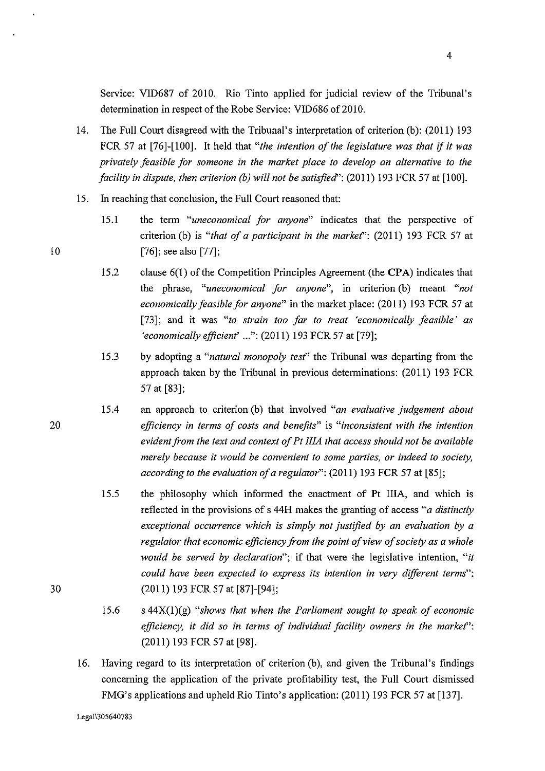Service: VID687 of 2010. Rio Tinto applied for judicial review of the Tribunal's determination in respect of the Robe Service: VID686 of 2010.

14. The Full Court disagreed with the Tribunal's interpretation of criterion (b): (2011) 193 FCR 57 at [76]-[100]. It held that *"the intention of the legislature was that if it was privately feasible for someone in the market place to develop an alternative to the facility in dispute, then criterion (b) will not be satisfied"*: (2011) 193 FCR 57 at [100].

15. In reaching that conclusion, the Full Court reasoned that:

    15.1 the term *"uneconomical for anyone"* indicates that the perspective of criterion (b) is *"that of a participant in the market"*: (2011) 193 FCR 57 at [76]; see also [77];

    15.2 clause 6(1) of the Competition Principles Agreement (the **CPA**) indicates that the phrase, *"uneconomical for anyone"*, in criterion (b) meant *"not economically feasible for anyone"* in the market place: (2011) 193 FCR 57 at [73]; and it was *"to strain too far to treat 'economically feasible' as 'economically efficient' ..."*: (2011) 193 FCR 57 at [79];

    15.3 by adopting a *"natural monopoly test"* the Tribunal was departing from the approach taken by the Tribunal in previous determinations: (2011) 193 FCR 57 at [83];

    15.4 an approach to criterion (b) that involved *"an evaluative judgement about efficiency in terms of costs and benefits"* is *"inconsistent with the intention evident from the text and context of Pt IIIA that access should not be available merely because it would be convenient to some parties, or indeed to society, according to the evaluation of a regulator"*: (2011) 193 FCR 57 at [85];

    15.5 the philosophy which informed the enactment of Pt IIIA, and which is reflected in the provisions of s 44H makes the granting of access *"a distinctly exceptional occurrence which is simply not justified by an evaluation by a regulator that economic efficiency from the point of view of society as a whole would be served by declaration"*; if that were the legislative intention, *"it could have been expected to express its intention in very different terms"*: (2011) 193 FCR 57 at [87]-[94];

    15.6 s 44X(1)(g) *"shows that when the Parliament sought to speak of economic efficiency, it did so in terms of individual facility owners in the market"*: (2011) 193 FCR 57 at [98].

16. Having regard to its interpretation of criterion (b), and given the Tribunal's findings concerning the application of the private profitability test, the Full Court dismissed FMG's applications and upheld Rio Tinto's application: (2011) 193 FCR 57 at [137].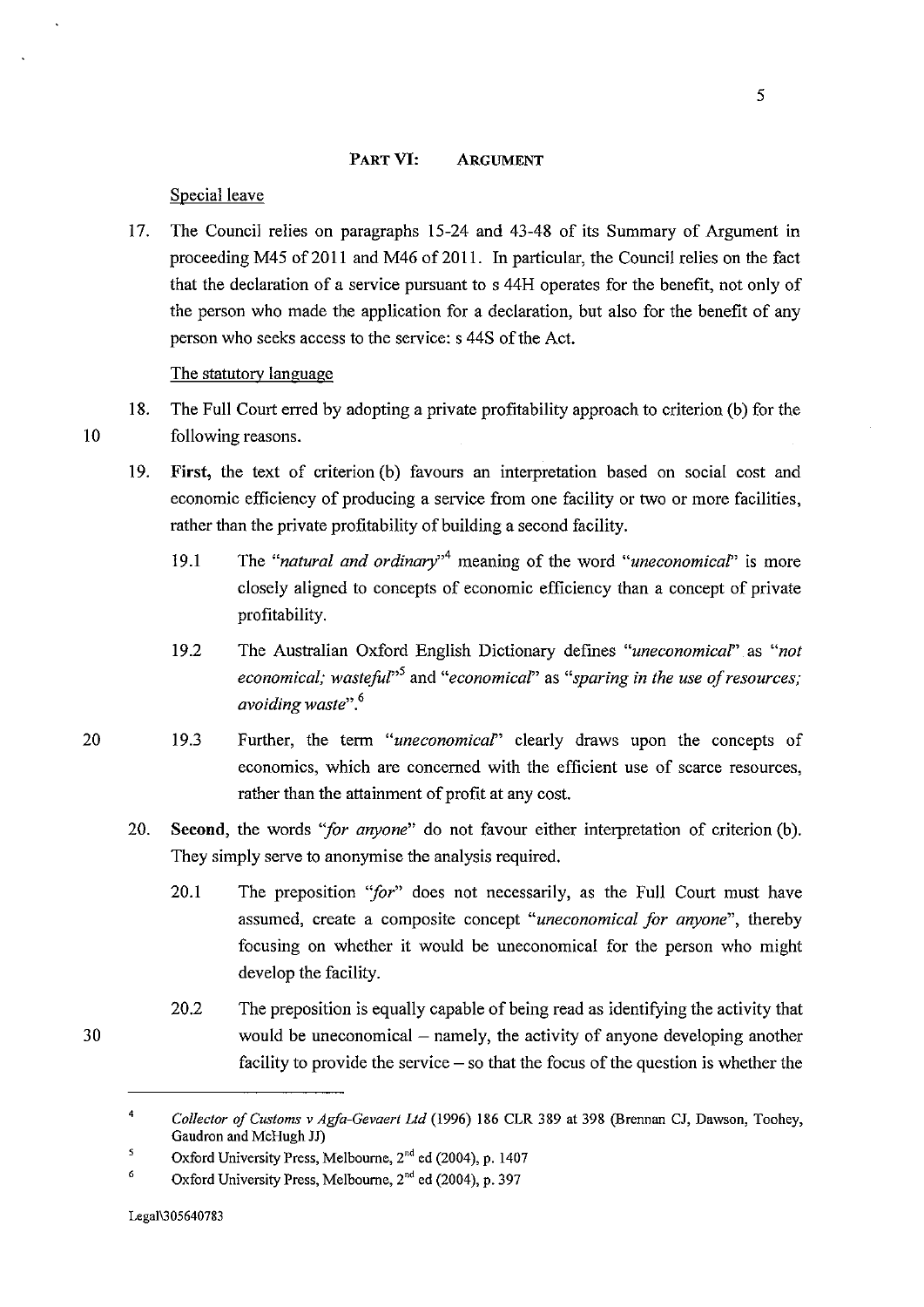## PART VI: ARGUMENT

Special leave

17. The Council relies on paragraphs 15-24 and 43-48 of its Summary of Argument in proceeding M45 of 2011 and M46 of 2011. In particular, the Council relies on the fact that the declaration of a service pursuant to s 44H operates for the benefit, not only of the person who made the application for a declaration, but also for the benefit of any person who seeks access to the service: s 44S of the Act.

The statutory language

18. The Full Court erred by adopting a private profitability approach to criterion (b) for the following reasons.

19. **First,** the text of criterion (b) favours an interpretation based on social cost and economic efficiency of producing a service from one facility or two or more facilities, rather than the private profitability of building a second facility.

    19.1 The *"natural and ordinary"*[4] meaning of the word *"uneconomical"* is more closely aligned to concepts of economic efficiency than a concept of private profitability.

    19.2 The Australian Oxford English Dictionary defines *"uneconomical"* as *"not economical; wasteful"*[5] and *"economical"* as *"sparing in the use of resources; avoiding waste"*.[6]

    19.3 Further, the term *"uneconomical"* clearly draws upon the concepts of economics, which are concerned with the efficient use of scarce resources, rather than the attainment of profit at any cost.

20. **Second,** the words *"for anyone"* do not favour either interpretation of criterion (b). They simply serve to anonymise the analysis required.

    20.1 The preposition *"for"* does not necessarily, as the Full Court must have assumed, create a composite concept *"uneconomical for anyone"*, thereby focusing on whether it would be uneconomical for the person who might develop the facility.

    20.2 The preposition is equally capable of being read as identifying the activity that would be uneconomical – namely, the activity of anyone developing another facility to provide the service – so that the focus of the question is whether the

---

[4] *Collector of Customs v Agfa-Gevaert Ltd* (1996) 186 CLR 389 at 398 (Brennan CJ, Dawson, Toohey, Gaudron and McHugh JJ)

[5] Oxford University Press, Melbourne, 2nd ed (2004), p. 1407

[6] Oxford University Press, Melbourne, 2nd ed (2004), p. 397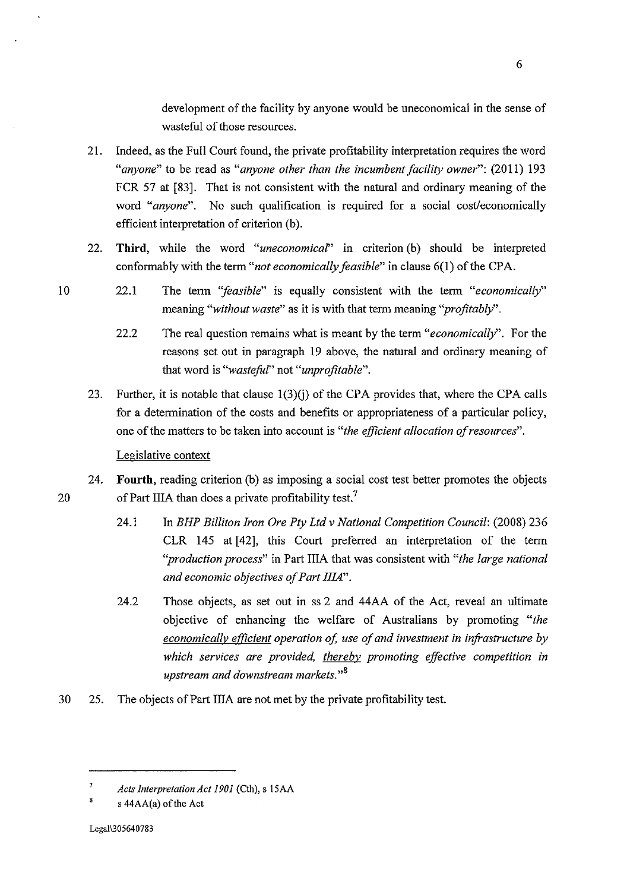development of the facility by anyone would be uneconomical in the sense of wasteful of those resources.

21. Indeed, as the Full Court found, the private profitability interpretation requires the word *"anyone"* to be read as *"anyone other than the incumbent facility owner"*: (2011) 193 FCR 57 at [83]. That is not consistent with the natural and ordinary meaning of the word *"anyone"*. No such qualification is required for a social cost/economically efficient interpretation of criterion (b).

22. **Third**, while the word *"uneconomical"* in criterion (b) should be interpreted conformably with the term *"not economically feasible"* in clause 6(1) of the CPA.

    22.1 The term *"feasible"* is equally consistent with the term *"economically"* meaning *"without waste"* as it is with that term meaning *"profitably"*.

    22.2 The real question remains what is meant by the term *"economically"*. For the reasons set out in paragraph 19 above, the natural and ordinary meaning of that word is *"wasteful"* not *"unprofitable"*.

23. Further, it is notable that clause 1(3)(j) of the CPA provides that, where the CPA calls for a determination of the costs and benefits or appropriateness of a particular policy, one of the matters to be taken into account is *"the efficient allocation of resources"*.

<u>Legislative context</u>

24. **Fourth**, reading criterion (b) as imposing a social cost test better promotes the objects of Part IIIA than does a private profitability test.[7]

    24.1 In *BHP Billiton Iron Ore Pty Ltd v National Competition Council*: (2008) 236 CLR 145 at [42], this Court preferred an interpretation of the term *"production process"* in Part IIIA that was consistent with *"the large national and economic objectives of Part IIIA"*.

    24.2 Those objects, as set out in ss 2 and 44AA of the Act, reveal an ultimate objective of enhancing the welfare of Australians by promoting *"the <u>economically efficient</u> operation of, use of and investment in infrastructure by which services are provided, <u>thereby</u> promoting effective competition in upstream and downstream markets."*[8]

25. The objects of Part IIIA are not met by the private profitability test.

---

[7] *Acts Interpretation Act 1901* (Cth), s 15AA

[8] s 44AA(a) of the Act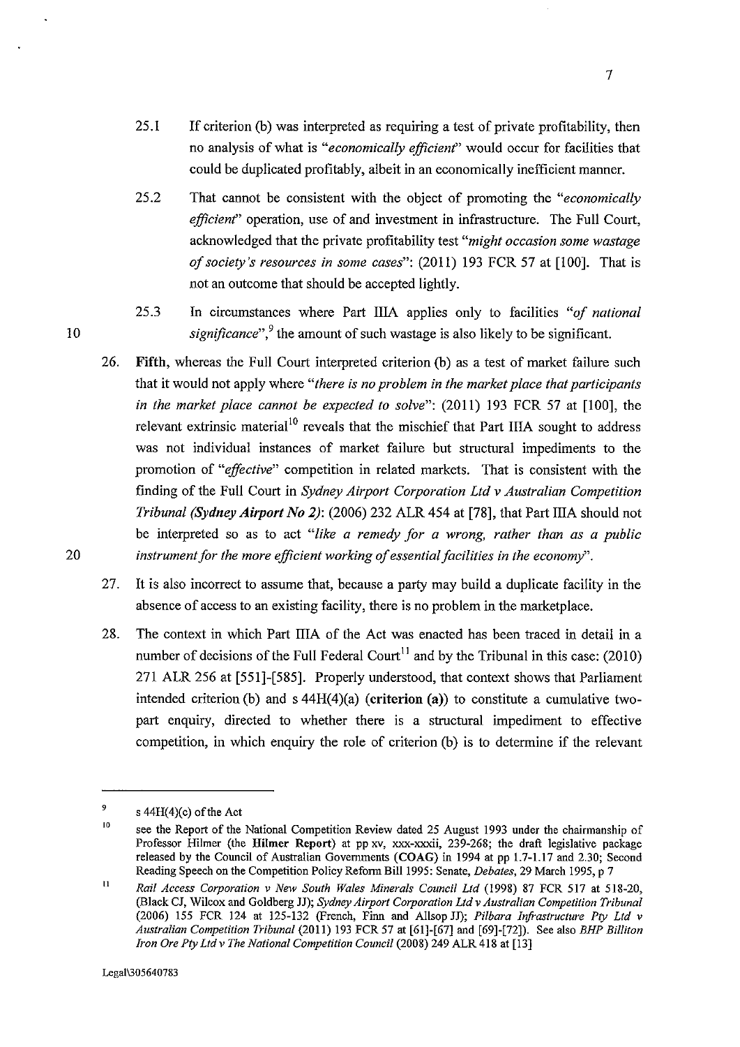25.1 If criterion (b) was interpreted as requiring a test of private profitability, then no analysis of what is "*economically efficient*" would occur for facilities that could be duplicated profitably, albeit in an economically inefficient manner.

25.2 That cannot be consistent with the object of promoting the "*economically efficient*" operation, use of and investment in infrastructure. The Full Court, acknowledged that the private profitability test "*might occasion some wastage of society's resources in some cases*": (2011) 193 FCR 57 at [100]. That is not an outcome that should be accepted lightly.

25.3 In circumstances where Part IIIA applies only to facilities "*of national significance*",[9] the amount of such wastage is also likely to be significant.

26. **Fifth**, whereas the Full Court interpreted criterion (b) as a test of market failure such that it would not apply where "*there is no problem in the market place that participants in the market place cannot be expected to solve*": (2011) 193 FCR 57 at [100], the relevant extrinsic material[10] reveals that the mischief that Part IIIA sought to address was not individual instances of market failure but structural impediments to the promotion of "*effective*" competition in related markets. That is consistent with the finding of the Full Court in *Sydney Airport Corporation Ltd v Australian Competition Tribunal (**Sydney Airport No 2**)*: (2006) 232 ALR 454 at [78], that Part IIIA should not be interpreted so as to act "*like a remedy for a wrong, rather than as a public instrument for the more efficient working of essential facilities in the economy*".

27. It is also incorrect to assume that, because a party may build a duplicate facility in the absence of access to an existing facility, there is no problem in the marketplace.

28. The context in which Part IIIA of the Act was enacted has been traced in detail in a number of decisions of the Full Federal Court[11] and by the Tribunal in this case: (2010) 271 ALR 256 at [551]-[585]. Properly understood, that context shows that Parliament intended criterion (b) and s 44H(4)(a) (**criterion (a)**) to constitute a cumulative two-part enquiry, directed to whether there is a structural impediment to effective competition, in which enquiry the role of criterion (b) is to determine if the relevant

---

[9] s 44H(4)(c) of the Act

[10] see the Report of the National Competition Review dated 25 August 1993 under the chairmanship of Professor Hilmer (the **Hilmer Report**) at pp xv, xxx-xxxii, 239-268; the draft legislative package released by the Council of Australian Governments (**COAG**) in 1994 at pp 1.7-1.17 and 2.30; Second Reading Speech on the Competition Policy Reform Bill 1995: Senate, *Debates*, 29 March 1995, p 7

[11] *Rail Access Corporation v New South Wales Minerals Council Ltd* (1998) 87 FCR 517 at 518-20, (Black CJ, Wilcox and Goldberg JJ); *Sydney Airport Corporation Ltd v Australian Competition Tribunal* (2006) 155 FCR 124 at 125-132 (French, Finn and Allsop JJ); *Pilbara Infrastructure Pty Ltd v Australian Competition Tribunal* (2011) 193 FCR 57 at [61]-[67] and [69]-[72]). See also *BHP Billiton Iron Ore Pty Ltd v The National Competition Council* (2008) 249 ALR 418 at [13]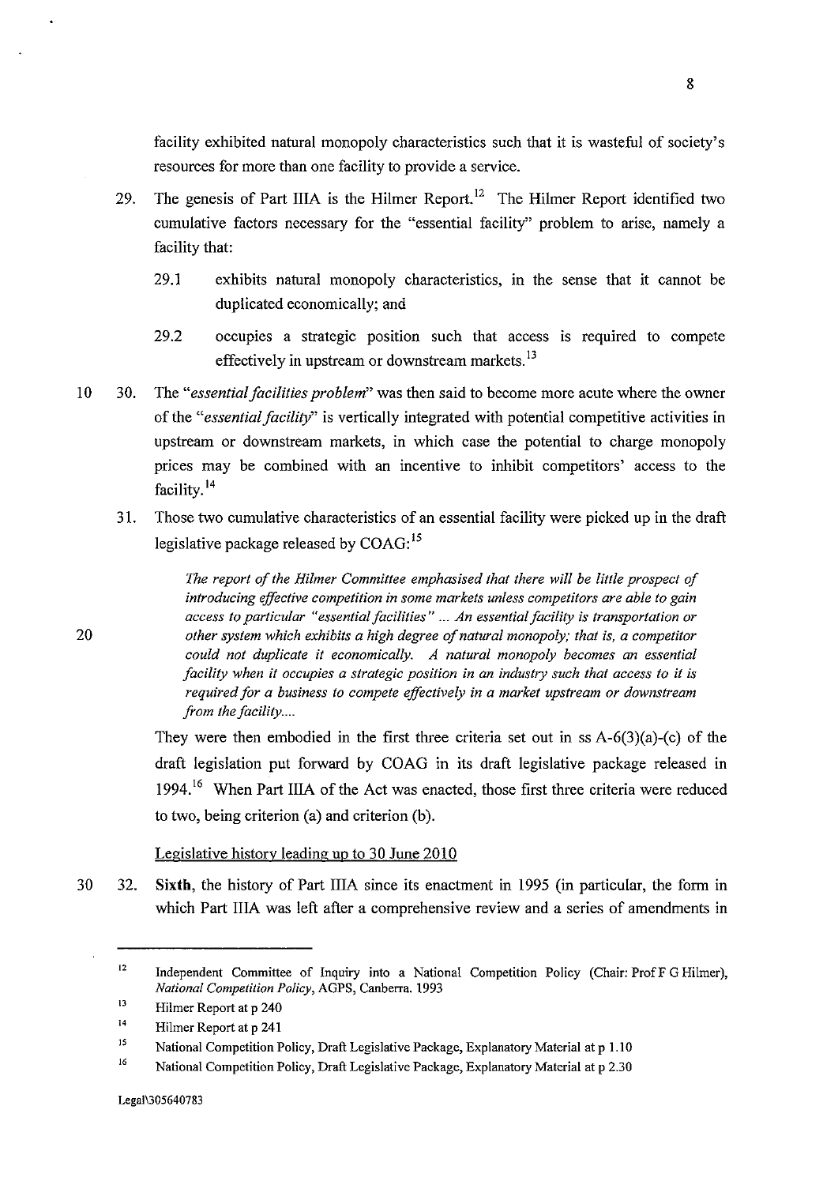facility exhibited natural monopoly characteristics such that it is wasteful of society's resources for more than one facility to provide a service.

29. The genesis of Part IIIA is the Hilmer Report.[12] The Hilmer Report identified two cumulative factors necessary for the "essential facility" problem to arise, namely a facility that:

    29.1 exhibits natural monopoly characteristics, in the sense that it cannot be duplicated economically; and

    29.2 occupies a strategic position such that access is required to compete effectively in upstream or downstream markets.[13]

30. The "*essential facilities problem*" was then said to become more acute where the owner of the "*essential facility*" is vertically integrated with potential competitive activities in upstream or downstream markets, in which case the potential to charge monopoly prices may be combined with an incentive to inhibit competitors' access to the facility.[14]

31. Those two cumulative characteristics of an essential facility were picked up in the draft legislative package released by COAG:[15]

    > *The report of the Hilmer Committee emphasised that there will be little prospect of introducing effective competition in some markets unless competitors are able to gain access to particular "essential facilities" ... An essential facility is transportation or other system which exhibits a high degree of natural monopoly; that is, a competitor could not duplicate it economically. A natural monopoly becomes an essential facility when it occupies a strategic position in an industry such that access to it is required for a business to compete effectively in a market upstream or downstream from the facility....*

    They were then embodied in the first three criteria set out in ss A-6(3)(a)-(c) of the draft legislation put forward by COAG in its draft legislative package released in 1994.[16] When Part IIIA of the Act was enacted, those first three criteria were reduced to two, being criterion (a) and criterion (b).

<u>Legislative history leading up to 30 June 2010</u>

32. **Sixth**, the history of Part IIIA since its enactment in 1995 (in particular, the form in which Part IIIA was left after a comprehensive review and a series of amendments in

---

[12] Independent Committee of Inquiry into a National Competition Policy (Chair: Prof F G Hilmer), *National Competition Policy*, AGPS, Canberra. 1993

[13] Hilmer Report at p 240

[14] Hilmer Report at p 241

[15] National Competition Policy, Draft Legislative Package, Explanatory Material at p 1.10

[16] National Competition Policy, Draft Legislative Package, Explanatory Material at p 2.30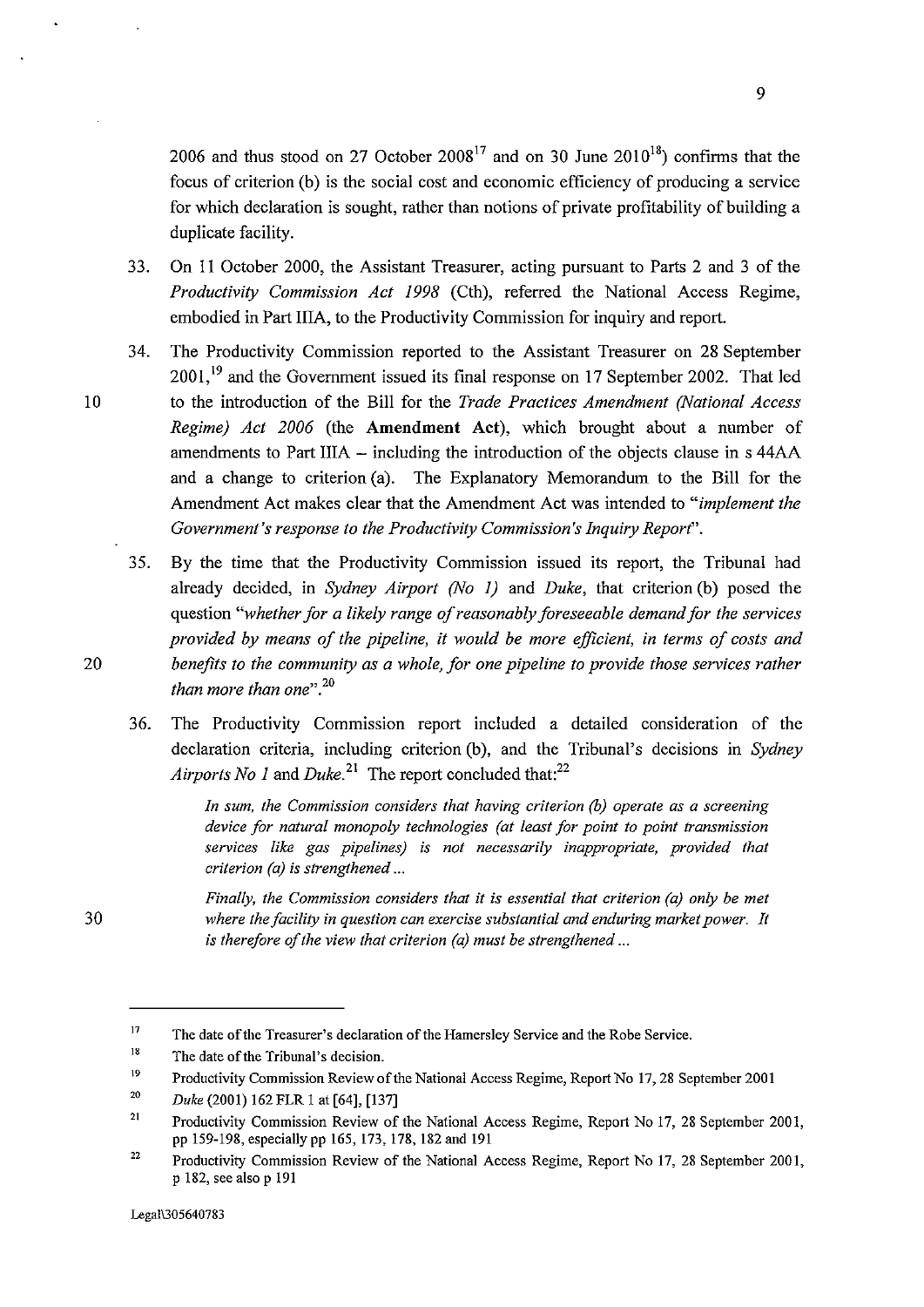2006 and thus stood on 27 October 2008[17] and on 30 June 2010[18]) confirms that the focus of criterion (b) is the social cost and economic efficiency of producing a service for which declaration is sought, rather than notions of private profitability of building a duplicate facility.

33. On 11 October 2000, the Assistant Treasurer, acting pursuant to Parts 2 and 3 of the *Productivity Commission Act 1998* (Cth), referred the National Access Regime, embodied in Part IIIA, to the Productivity Commission for inquiry and report.

34. The Productivity Commission reported to the Assistant Treasurer on 28 September 2001,[19] and the Government issued its final response on 17 September 2002. That led to the introduction of the Bill for the *Trade Practices Amendment (National Access Regime) Act 2006* (the **Amendment Act**), which brought about a number of amendments to Part IIIA – including the introduction of the objects clause in s 44AA and a change to criterion (a). The Explanatory Memorandum to the Bill for the Amendment Act makes clear that the Amendment Act was intended to "*implement the Government's response to the Productivity Commission's Inquiry Report*".

35. By the time that the Productivity Commission issued its report, the Tribunal had already decided, in *Sydney Airport (No 1)* and *Duke*, that criterion (b) posed the question "*whether for a likely range of reasonably foreseeable demand for the services provided by means of the pipeline, it would be more efficient, in terms of costs and benefits to the community as a whole, for one pipeline to provide those services rather than more than one*".[20]

36. The Productivity Commission report included a detailed consideration of the declaration criteria, including criterion (b), and the Tribunal's decisions in *Sydney Airports No 1* and *Duke*.[21] The report concluded that:[22]

> *In sum, the Commission considers that having criterion (b) operate as a screening device for natural monopoly technologies (at least for point to point transmission services like gas pipelines) is not necessarily inappropriate, provided that criterion (a) is strengthened ...*
>
> *Finally, the Commission considers that it is essential that criterion (a) only be met where the facility in question can exercise substantial and enduring market power. It is therefore of the view that criterion (a) must be strengthened ...*

---

[17] The date of the Treasurer's declaration of the Hamersley Service and the Robe Service.

[18] The date of the Tribunal's decision.

[19] Productivity Commission Review of the National Access Regime, Report No 17, 28 September 2001

[20] *Duke* (2001) 162 FLR 1 at [64], [137]

[21] Productivity Commission Review of the National Access Regime, Report No 17, 28 September 2001, pp 159-198, especially pp 165, 173, 178, 182 and 191

[22] Productivity Commission Review of the National Access Regime, Report No 17, 28 September 2001, p 182, see also p 191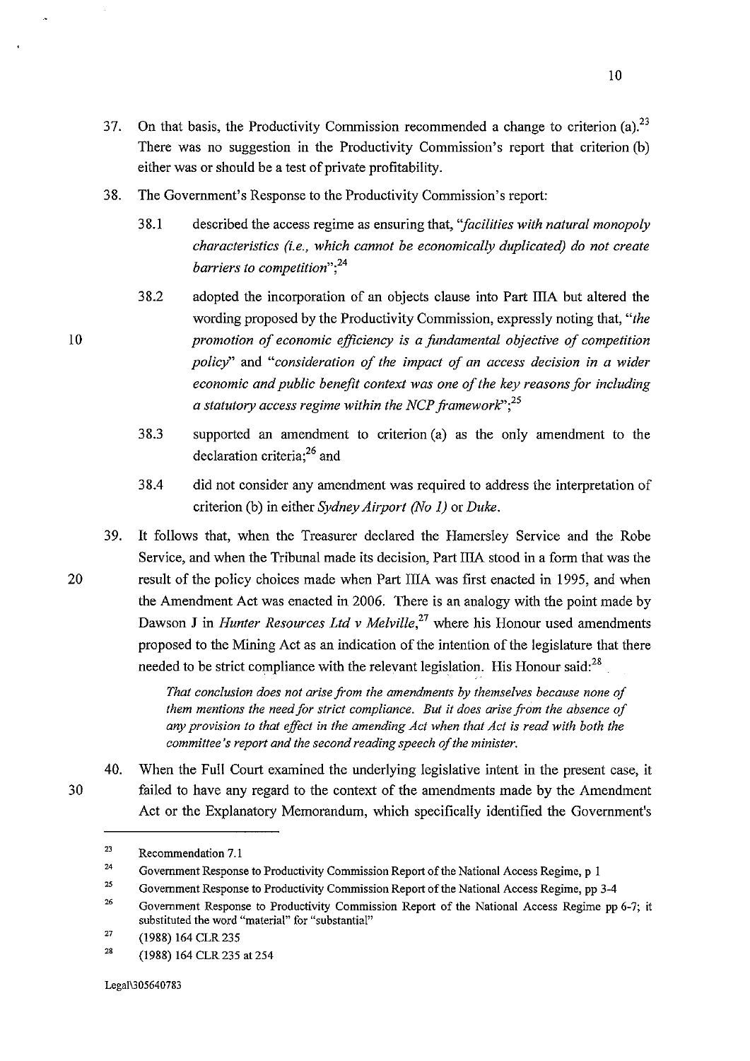37. On that basis, the Productivity Commission recommended a change to criterion (a).[23] There was no suggestion in the Productivity Commission's report that criterion (b) either was or should be a test of private profitability.

38. The Government's Response to the Productivity Commission's report:

    38.1 described the access regime as ensuring that, "*facilities with natural monopoly characteristics (i.e., which cannot be economically duplicated) do not create barriers to competition*";[24]

    38.2 adopted the incorporation of an objects clause into Part IIIA but altered the wording proposed by the Productivity Commission, expressly noting that, "*the promotion of economic efficiency is a fundamental objective of competition policy*" and "*consideration of the impact of an access decision in a wider economic and public benefit context was one of the key reasons for including a statutory access regime within the NCP framework*";[25]

    38.3 supported an amendment to criterion (a) as the only amendment to the declaration criteria;[26] and

    38.4 did not consider any amendment was required to address the interpretation of criterion (b) in either *Sydney Airport (No 1)* or *Duke*.

39. It follows that, when the Treasurer declared the Hamersley Service and the Robe Service, and when the Tribunal made its decision, Part IIIA stood in a form that was the result of the policy choices made when Part IIIA was first enacted in 1995, and when the Amendment Act was enacted in 2006. There is an analogy with the point made by Dawson J in *Hunter Resources Ltd v Melville*,[27] where his Honour used amendments proposed to the Mining Act as an indication of the intention of the legislature that there needed to be strict compliance with the relevant legislation. His Honour said:[28]

    > *That conclusion does not arise from the amendments by themselves because none of them mentions the need for strict compliance. But it does arise from the absence of any provision to that effect in the amending Act when that Act is read with both the committee's report and the second reading speech of the minister.*

40. When the Full Court examined the underlying legislative intent in the present case, it failed to have any regard to the context of the amendments made by the Amendment Act or the Explanatory Memorandum, which specifically identified the Government's

---

[23] Recommendation 7.1

[24] Government Response to Productivity Commission Report of the National Access Regime, p 1

[25] Government Response to Productivity Commission Report of the National Access Regime, pp 3-4

[26] Government Response to Productivity Commission Report of the National Access Regime pp 6-7; it substituted the word "material" for "substantial"

[27] (1988) 164 CLR 235

[28] (1988) 164 CLR 235 at 254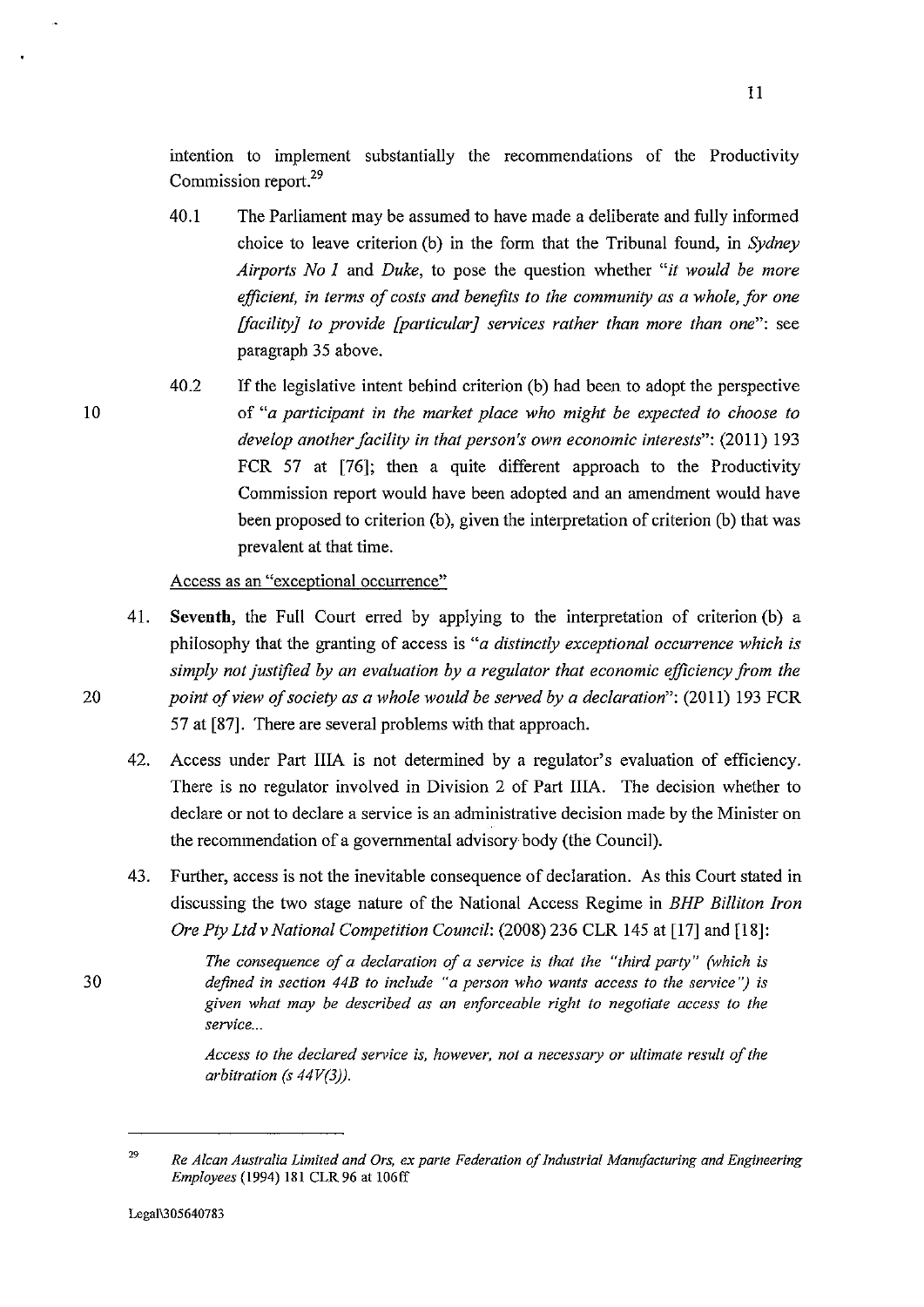intention to implement substantially the recommendations of the Productivity Commission report.[29]

40.1 The Parliament may be assumed to have made a deliberate and fully informed choice to leave criterion (b) in the form that the Tribunal found, in *Sydney Airports No 1* and *Duke*, to pose the question whether *"it would be more efficient, in terms of costs and benefits to the community as a whole, for one [facility] to provide [particular] services rather than more than one"*: see paragraph 35 above.

40.2 If the legislative intent behind criterion (b) had been to adopt the perspective of *"a participant in the market place who might be expected to choose to develop another facility in that person's own economic interests"*: (2011) 193 FCR 57 at [76]; then a quite different approach to the Productivity Commission report would have been adopted and an amendment would have been proposed to criterion (b), given the interpretation of criterion (b) that was prevalent at that time.

Access as an "exceptional occurrence"

41. **Seventh**, the Full Court erred by applying to the interpretation of criterion (b) a philosophy that the granting of access is *"a distinctly exceptional occurrence which is simply not justified by an evaluation by a regulator that economic efficiency from the point of view of society as a whole would be served by a declaration"*: (2011) 193 FCR 57 at [87]. There are several problems with that approach.

42. Access under Part IIIA is not determined by a regulator's evaluation of efficiency. There is no regulator involved in Division 2 of Part IIIA. The decision whether to declare or not to declare a service is an administrative decision made by the Minister on the recommendation of a governmental advisory body (the Council).

43. Further, access is not the inevitable consequence of declaration. As this Court stated in discussing the two stage nature of the National Access Regime in *BHP Billiton Iron Ore Pty Ltd v National Competition Council*: (2008) 236 CLR 145 at [17] and [18]:

> *The consequence of a declaration of a service is that the "third party" (which is defined in section 44B to include "a person who wants access to the service") is given what may be described as an enforceable right to negotiate access to the service...*
>
> *Access to the declared service is, however, not a necessary or ultimate result of the arbitration (s 44V(3)).*

---

[29] *Re Alcan Australia Limited and Ors, ex parte Federation of Industrial Manufacturing and Engineering Employees* (1994) 181 CLR 96 at 106ff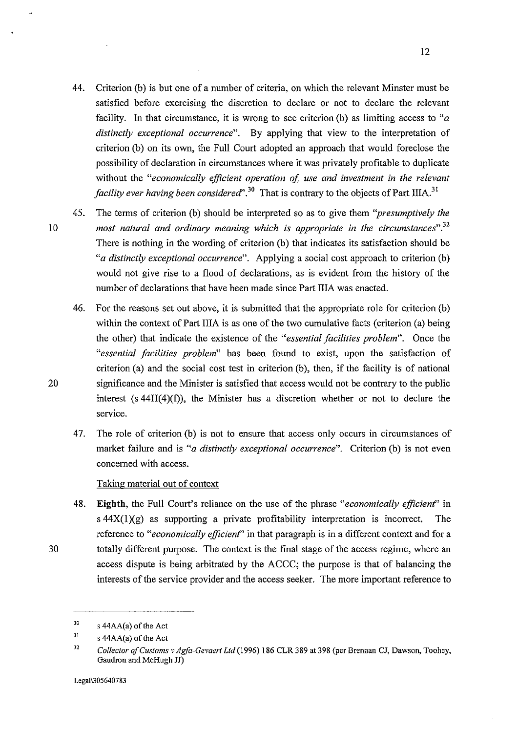44. Criterion (b) is but one of a number of criteria, on which the relevant Minster must be satisfied before exercising the discretion to declare or not to declare the relevant facility. In that circumstance, it is wrong to see criterion (b) as limiting access to *"a distinctly exceptional occurrence"*. By applying that view to the interpretation of criterion (b) on its own, the Full Court adopted an approach that would foreclose the possibility of declaration in circumstances where it was privately profitable to duplicate without the *"economically efficient operation of, use and investment in the relevant facility ever having been considered"*.[30] That is contrary to the objects of Part IIIA.[31]

45. The terms of criterion (b) should be interpreted so as to give them *"presumptively the most natural and ordinary meaning which is appropriate in the circumstances"*.[32] There is nothing in the wording of criterion (b) that indicates its satisfaction should be *"a distinctly exceptional occurrence"*. Applying a social cost approach to criterion (b) would not give rise to a flood of declarations, as is evident from the history of the number of declarations that have been made since Part IIIA was enacted.

46. For the reasons set out above, it is submitted that the appropriate role for criterion (b) within the context of Part IIIA is as one of the two cumulative facts (criterion (a) being the other) that indicate the existence of the *"essential facilities problem"*. Once the *"essential facilities problem"* has been found to exist, upon the satisfaction of criterion (a) and the social cost test in criterion (b), then, if the facility is of national significance and the Minister is satisfied that access would not be contrary to the public interest (s 44H(4)(f)), the Minister has a discretion whether or not to declare the service.

47. The role of criterion (b) is not to ensure that access only occurs in circumstances of market failure and is *"a distinctly exceptional occurrence"*. Criterion (b) is not even concerned with access.

<u>Taking material out of context</u>

48. **Eighth**, the Full Court's reliance on the use of the phrase *"economically efficient"* in s 44X(1)(g) as supporting a private profitability interpretation is incorrect. The reference to *"economically efficient"* in that paragraph is in a different context and for a totally different purpose. The context is the final stage of the access regime, where an access dispute is being arbitrated by the ACCC; the purpose is that of balancing the interests of the service provider and the access seeker. The more important reference to

---

[30] s 44AA(a) of the Act

[31] s 44AA(a) of the Act

[32] *Collector of Customs v Agfa-Gevaert Ltd* (1996) 186 CLR 389 at 398 (per Brennan CJ, Dawson, Toohey, Gaudron and McHugh JJ)

Legal\305640783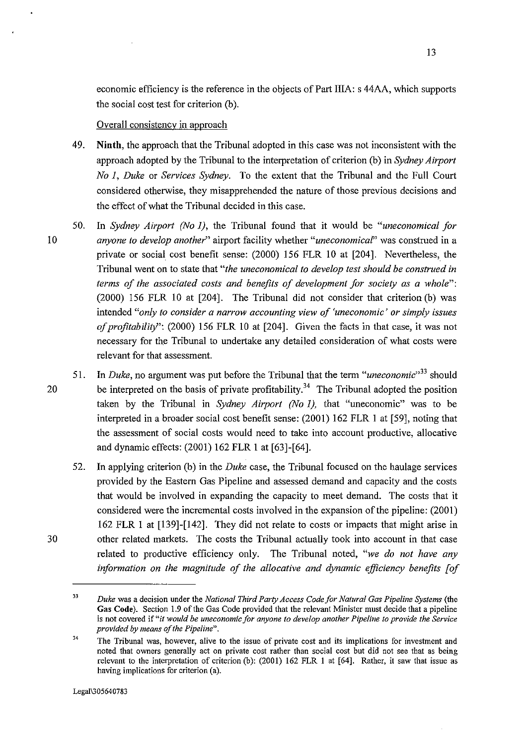economic efficiency is the reference in the objects of Part IIIA: s 44AA, which supports the social cost test for criterion (b).

Overall consistency in approach

49. **Ninth**, the approach that the Tribunal adopted in this case was not inconsistent with the approach adopted by the Tribunal to the interpretation of criterion (b) in *Sydney Airport No 1*, *Duke* or *Services Sydney*. To the extent that the Tribunal and the Full Court considered otherwise, they misapprehended the nature of those previous decisions and the effect of what the Tribunal decided in this case.

50. In *Sydney Airport (No 1)*, the Tribunal found that it would be "*uneconomical for anyone to develop another*" airport facility whether "*uneconomical*" was construed in a private or social cost benefit sense: (2000) 156 FLR 10 at [204]. Nevertheless, the Tribunal went on to state that "*the uneconomical to develop test should be construed in terms of the associated costs and benefits of development for society as a whole*": (2000) 156 FLR 10 at [204]. The Tribunal did not consider that criterion (b) was intended "*only to consider a narrow accounting view of 'uneconomic' or simply issues of profitability*": (2000) 156 FLR 10 at [204]. Given the facts in that case, it was not necessary for the Tribunal to undertake any detailed consideration of what costs were relevant for that assessment.

51. In *Duke*, no argument was put before the Tribunal that the term "*uneconomic*"[33] should be interpreted on the basis of private profitability.[34] The Tribunal adopted the position taken by the Tribunal in *Sydney Airport (No 1)*, that "uneconomic" was to be interpreted in a broader social cost benefit sense: (2001) 162 FLR 1 at [59], noting that the assessment of social costs would need to take into account productive, allocative and dynamic effects: (2001) 162 FLR 1 at [63]-[64].

52. In applying criterion (b) in the *Duke* case, the Tribunal focused on the haulage services provided by the Eastern Gas Pipeline and assessed demand and capacity and the costs that would be involved in expanding the capacity to meet demand. The costs that it considered were the incremental costs involved in the expansion of the pipeline: (2001) 162 FLR 1 at [139]-[142]. They did not relate to costs or impacts that might arise in other related markets. The costs the Tribunal actually took into account in that case related to productive efficiency only. The Tribunal noted, "*we do not have any information on the magnitude of the allocative and dynamic efficiency benefits [of*

---

[33] *Duke* was a decision under the *National Third Party Access Code for Natural Gas Pipeline Systems* (the **Gas Code**). Section 1.9 of the Gas Code provided that the relevant Minister must decide that a pipeline is not covered if "*it would be uneconomic for anyone to develop another Pipeline to provide the Service provided by means of the Pipeline*".

[34] The Tribunal was, however, alive to the issue of private cost and its implications for investment and noted that owners generally act on private cost rather than social cost but did not see that as being relevant to the interpretation of criterion (b): (2001) 162 FLR 1 at [64]. Rather, it saw that issue as having implications for criterion (a).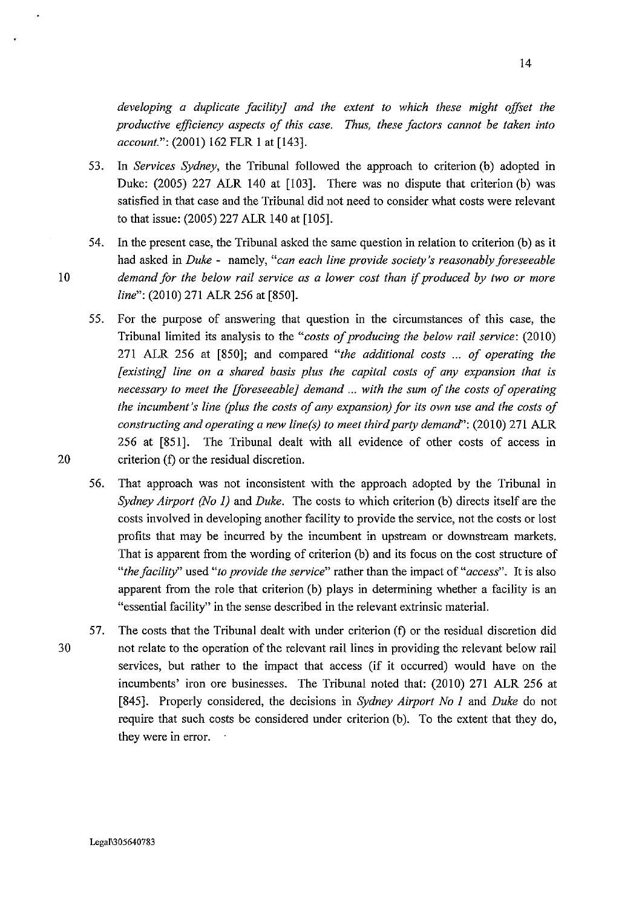*developing a duplicate facility] and the extent to which these might offset the productive efficiency aspects of this case. Thus, these factors cannot be taken into account.*": (2001) 162 FLR 1 at [143].

53. In *Services Sydney*, the Tribunal followed the approach to criterion (b) adopted in Duke: (2005) 227 ALR 140 at [103]. There was no dispute that criterion (b) was satisfied in that case and the Tribunal did not need to consider what costs were relevant to that issue: (2005) 227 ALR 140 at [105].

54. In the present case, the Tribunal asked the same question in relation to criterion (b) as it had asked in *Duke* - namely, "*can each line provide society's reasonably foreseeable demand for the below rail service as a lower cost than if produced by two or more line*": (2010) 271 ALR 256 at [850].

55. For the purpose of answering that question in the circumstances of this case, the Tribunal limited its analysis to the "*costs of producing the below rail service*: (2010) 271 ALR 256 at [850]; and compared "*the additional costs ... of operating the [existing] line on a shared basis plus the capital costs of any expansion that is necessary to meet the [foreseeable] demand ... with the sum of the costs of operating the incumbent's line (plus the costs of any expansion) for its own use and the costs of constructing and operating a new line(s) to meet third party demand*": (2010) 271 ALR 256 at [851]. The Tribunal dealt with all evidence of other costs of access in criterion (f) or the residual discretion.

56. That approach was not inconsistent with the approach adopted by the Tribunal in *Sydney Airport (No 1)* and *Duke*. The costs to which criterion (b) directs itself are the costs involved in developing another facility to provide the service, not the costs or lost profits that may be incurred by the incumbent in upstream or downstream markets. That is apparent from the wording of criterion (b) and its focus on the cost structure of "*the facility*" used "*to provide the service*" rather than the impact of "*access*". It is also apparent from the role that criterion (b) plays in determining whether a facility is an "essential facility" in the sense described in the relevant extrinsic material.

57. The costs that the Tribunal dealt with under criterion (f) or the residual discretion did not relate to the operation of the relevant rail lines in providing the relevant below rail services, but rather to the impact that access (if it occurred) would have on the incumbents' iron ore businesses. The Tribunal noted that: (2010) 271 ALR 256 at [845]. Properly considered, the decisions in *Sydney Airport No 1* and *Duke* do not require that such costs be considered under criterion (b). To the extent that they do, they were in error.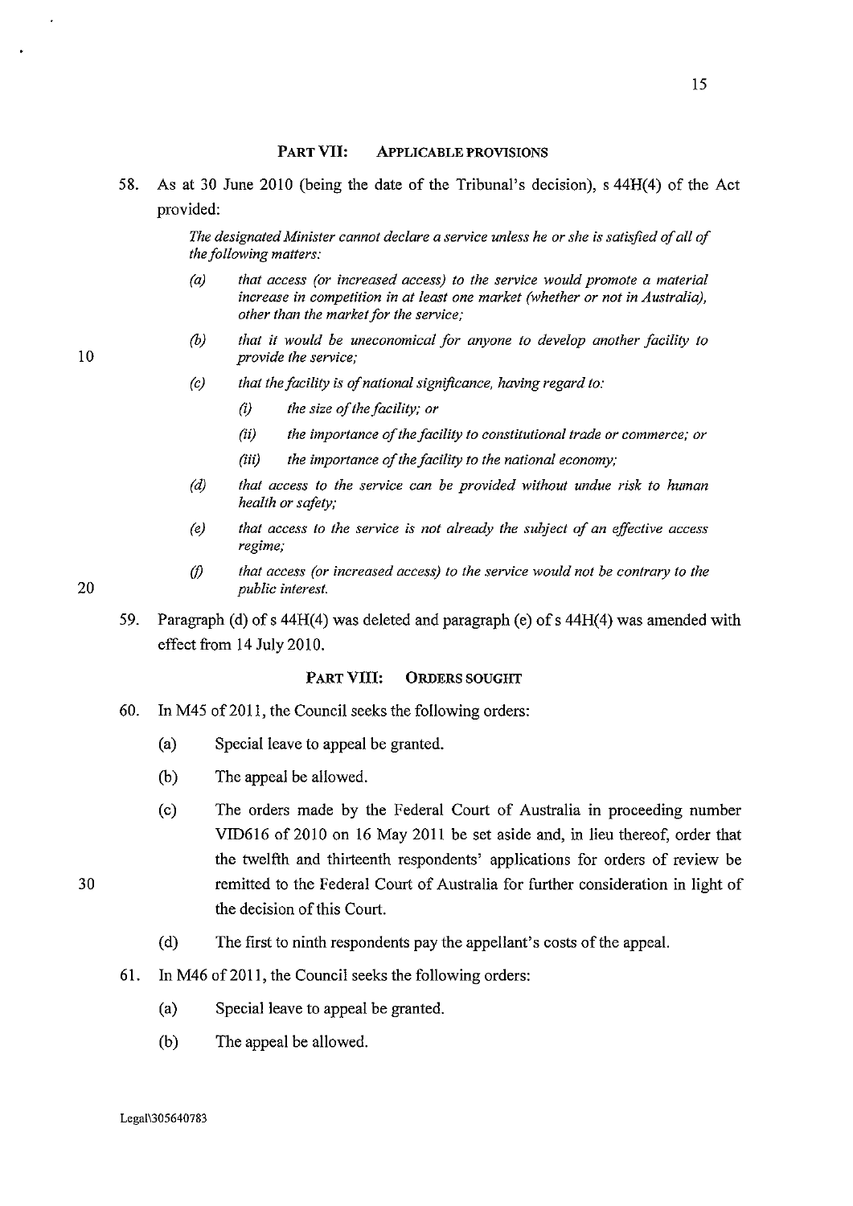## PART VII: APPLICABLE PROVISIONS

58. As at 30 June 2010 (being the date of the Tribunal's decision), s 44H(4) of the Act provided:

> *The designated Minister cannot declare a service unless he or she is satisfied of all of the following matters:*
>
> *(a) that access (or increased access) to the service would promote a material increase in competition in at least one market (whether or not in Australia), other than the market for the service;*
>
> *(b) that it would be uneconomical for anyone to develop another facility to provide the service;*
>
> *(c) that the facility is of national significance, having regard to:*
>
> > *(i) the size of the facility; or*
> >
> > *(ii) the importance of the facility to constitutional trade or commerce; or*
> >
> > *(iii) the importance of the facility to the national economy;*
>
> *(d) that access to the service can be provided without undue risk to human health or safety;*
>
> *(e) that access to the service is not already the subject of an effective access regime;*
>
> *(f) that access (or increased access) to the service would not be contrary to the public interest.*

59. Paragraph (d) of s 44H(4) was deleted and paragraph (e) of s 44H(4) was amended with effect from 14 July 2010.

## PART VIII: ORDERS SOUGHT

60. In M45 of 2011, the Council seeks the following orders:

    (a) Special leave to appeal be granted.

    (b) The appeal be allowed.

    (c) The orders made by the Federal Court of Australia in proceeding number VID616 of 2010 on 16 May 2011 be set aside and, in lieu thereof, order that the twelfth and thirteenth respondents' applications for orders of review be remitted to the Federal Court of Australia for further consideration in light of the decision of this Court.

    (d) The first to ninth respondents pay the appellant's costs of the appeal.

61. In M46 of 2011, the Council seeks the following orders:

    (a) Special leave to appeal be granted.

    (b) The appeal be allowed.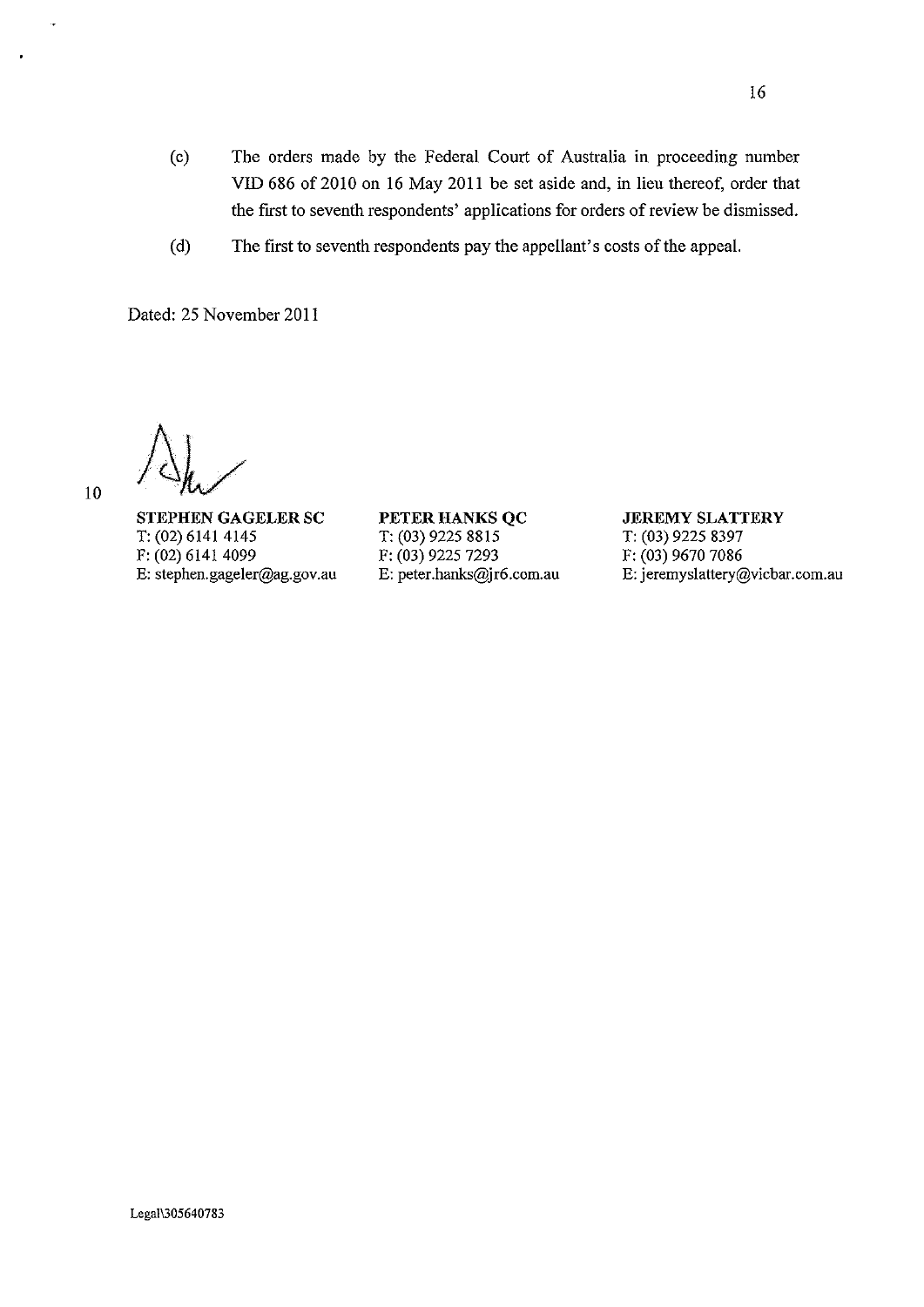(c) The orders made by the Federal Court of Australia in proceeding number VID 686 of 2010 on 16 May 2011 be set aside and, in lieu thereof, order that the first to seventh respondents' applications for orders of review be dismissed.

(d) The first to seventh respondents pay the appellant's costs of the appeal.

Dated: 25 November 2011

**STEPHEN GAGELER SC**
T: (02) 6141 4145
F: (02) 6141 4099
E: stephen.gageler@ag.gov.au

**PETER HANKS QC**
T: (03) 9225 8815
F: (03) 9225 7293
E: peter.hanks@jr6.com.au

**JEREMY SLATTERY**
T: (03) 9225 8397
F: (03) 9670 7086
E: jeremyslattery@vicbar.com.au

Legal\305640783